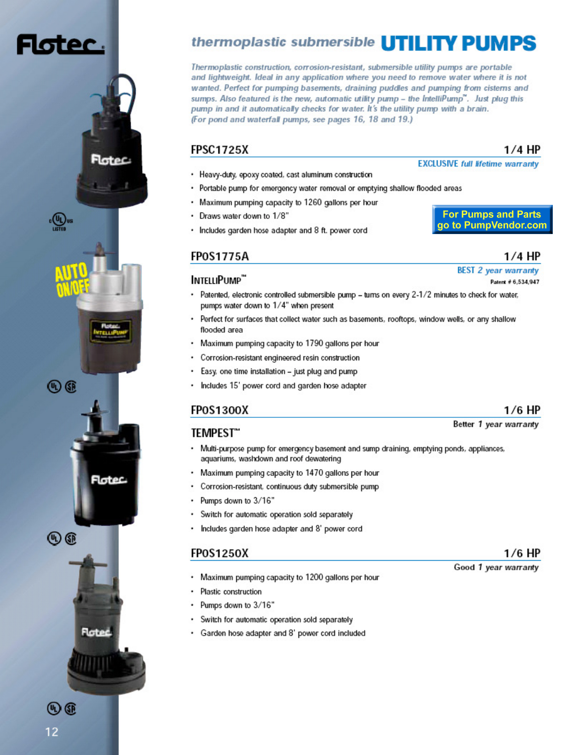# Flotec

## thermoplastic submersible UTILITY PUMPS

*Thermoplastic construction, corrosion-resistant, submersible utility pumps are portable and lightweight. Ideal in any application where you need to remove water where it is not wanted. Perfect for pumping basements, draining puddles and pumping from cisterns and sumps. Also featured is the new, automatic utility pump – the IntelliPump™. Just plug this pump in and it automatically checks for water. It's the utility pump with a brain. (For pond and waterfall pumps, see pages 16, 18 and 19.)*

### FPSC1725X — 1/4 HP

EXCLUSIVE *full lifetime warranty*

- Heavy-duty, epoxy coated, cast aluminum construction
- Portable pump for emergency water removal or emptying shallow flooded areas
- Maximum pumping capacity to 1260 gallons per hour
- Draws water down to 1/8"
- Includes garden hose adapter and 8 ft. power cord

**For Pumps and Parts go to PumpVendor.com**

### FPOS1775A — 1/4 HP

BEST *2 year warranty*

**INTELLIPUMP™**

Patent # 6,534,947

AUTO ON/OFF

- Patented, electronic controlled submersible pump – turns on every 2-1/2 minutes to check for water, pumps water down to 1/4" when present
- Perfect for surfaces that collect water such as basements, rooftops, window wells, or any shallow flooded area
- Maximum pumping capacity to 1790 gallons per hour
- Corrosion-resistant engineered resin construction
- Easy, one time installation – just plug and pump
- Includes 15' power cord and garden hose adapter

### FPOS1300X — 1/6 HP

Better *1 year warranty*

**TEMPEST™**

- Multi-purpose pump for emergency basement and sump draining, emptying ponds, appliances, aquariums, washdown and roof dewatering
- Maximum pumping capacity to 1470 gallons per hour
- Corrosion-resistant, continuous duty submersible pump
- Pumps down to 3/16"
- Switch for automatic operation sold separately
- Includes garden hose adapter and 8' power cord

### FPOS1250X — 1/6 HP

Good *1 year warranty*

- Maximum pumping capacity to 1200 gallons per hour
- Plastic construction
- Pumps down to 3/16"
- Switch for automatic operation sold separately
- Garden hose adapter and 8' power cord included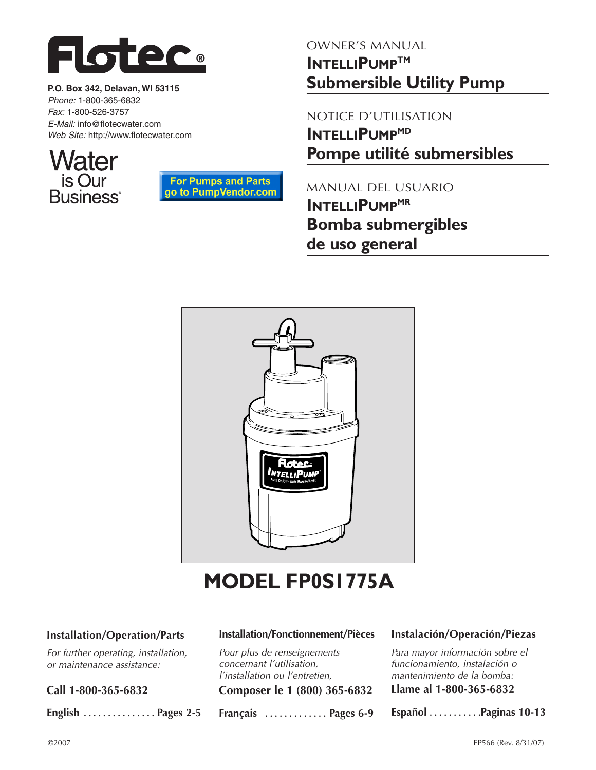# Flotec®

**P.O. Box 342, Delavan, WI 53115**
*Phone:* 1-800-365-6832
*Fax:* 1-800-526-3757
*E-Mail:* info@flotecwater.com
*Web Site:* http://www.flotecwater.com

Water is Our Business®

For Pumps and Parts go to PumpVendor.com

OWNER'S MANUAL
**INTELLIPUMP™**
**Submersible Utility Pump**

NOTICE D'UTILISATION
**INTELLIPUMP^MD**
**Pompe utilité submersibles**

MANUAL DEL USUARIO
**INTELLIPUMP^MR**
**Bomba submergibles de uso general**

# MODEL FP0S1775A

**Installation/Operation/Parts**

*For further operating, installation, or maintenance assistance:*

**Call 1-800-365-6832**

**English ............... Pages 2-5**

**Installation/Fonctionnement/Pièces**

*Pour plus de renseignements concernant l'utilisation, l'installation ou l'entretien,*

**Composer le 1 (800) 365-6832**

**Français ............. Pages 6-9**

**Instalación/Operación/Piezas**

*Para mayor información sobre el funcionamiento, instalación o mantenimiento de la bomba:*

**Llame al 1-800-365-6832**

**Español ...........Paginas 10-13**

©2007

FP566 (Rev. 8/31/07)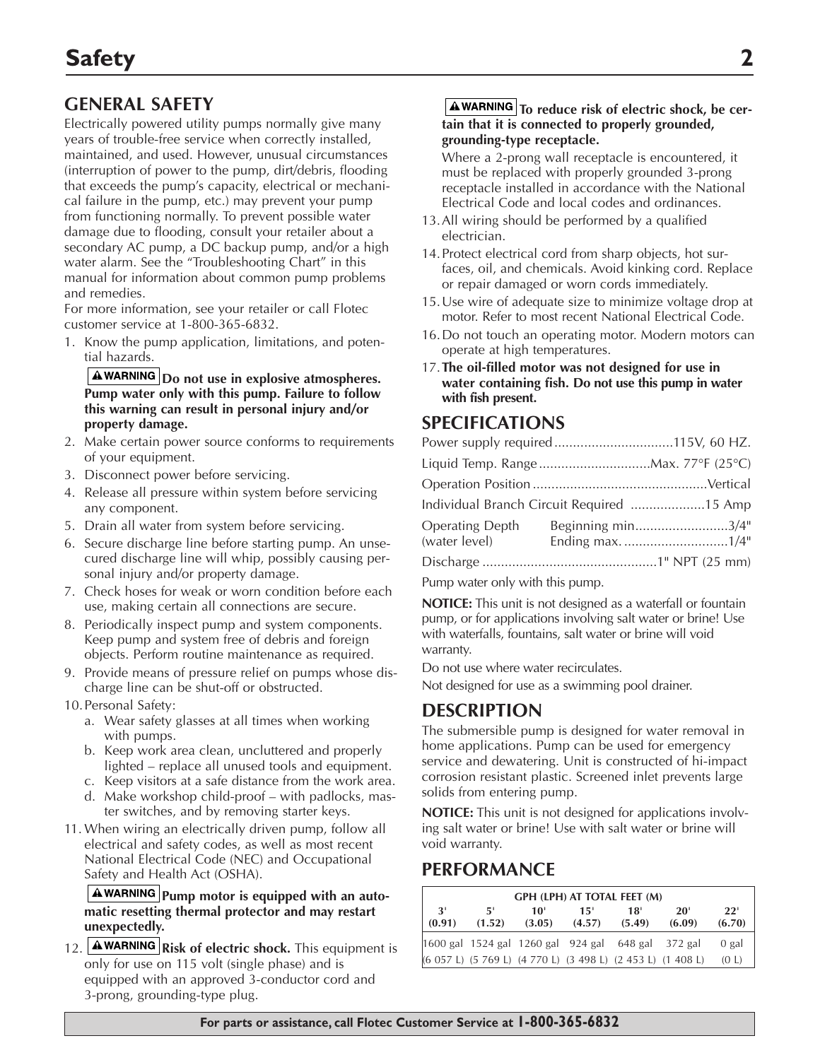# Safety

## GENERAL SAFETY

Electrically powered utility pumps normally give many years of trouble-free service when correctly installed, maintained, and used. However, unusual circumstances (interruption of power to the pump, dirt/debris, flooding that exceeds the pump's capacity, electrical or mechanical failure in the pump, etc.) may prevent your pump from functioning normally. To prevent possible water damage due to flooding, consult your retailer about a secondary AC pump, a DC backup pump, and/or a high water alarm. See the "Troubleshooting Chart" in this manual for information about common pump problems and remedies.

For more information, see your retailer or call Flotec customer service at 1-800-365-6832.

1. Know the pump application, limitations, and potential hazards.

   **⚠WARNING Do not use in explosive atmospheres. Pump water only with this pump. Failure to follow this warning can result in personal injury and/or property damage.**

2. Make certain power source conforms to requirements of your equipment.
3. Disconnect power before servicing.
4. Release all pressure within system before servicing any component.
5. Drain all water from system before servicing.
6. Secure discharge line before starting pump. An unsecured discharge line will whip, possibly causing personal injury and/or property damage.
7. Check hoses for weak or worn condition before each use, making certain all connections are secure.
8. Periodically inspect pump and system components. Keep pump and system free of debris and foreign objects. Perform routine maintenance as required.
9. Provide means of pressure relief on pumps whose discharge line can be shut-off or obstructed.
10. Personal Safety:
    a. Wear safety glasses at all times when working with pumps.
    b. Keep work area clean, uncluttered and properly lighted – replace all unused tools and equipment.
    c. Keep visitors at a safe distance from the work area.
    d. Make workshop child-proof – with padlocks, master switches, and by removing starter keys.
11. When wiring an electrically driven pump, follow all electrical and safety codes, as well as most recent National Electrical Code (NEC) and Occupational Safety and Health Act (OSHA).

    **⚠WARNING Pump motor is equipped with an automatic resetting thermal protector and may restart unexpectedly.**

12. **⚠WARNING Risk of electric shock.** This equipment is only for use on 115 volt (single phase) and is equipped with an approved 3-conductor cord and 3-prong, grounding-type plug.

    **⚠WARNING To reduce risk of electric shock, be certain that it is connected to properly grounded, grounding-type receptacle.**

    Where a 2-prong wall receptacle is encountered, it must be replaced with properly grounded 3-prong receptacle installed in accordance with the National Electrical Code and local codes and ordinances.

13. All wiring should be performed by a qualified electrician.
14. Protect electrical cord from sharp objects, hot surfaces, oil, and chemicals. Avoid kinking cord. Replace or repair damaged or worn cords immediately.
15. Use wire of adequate size to minimize voltage drop at motor. Refer to most recent National Electrical Code.
16. Do not touch an operating motor. Modern motors can operate at high temperatures.
17. **The oil-filled motor was not designed for use in water containing fish. Do not use this pump in water with fish present.**

## SPECIFICATIONS

Power supply required ................................115V, 60 HZ.

Liquid Temp. Range ..............................Max. 77°F (25°C)

Operation Position ...............................................Vertical

Individual Branch Circuit Required ....................15 Amp

Operating Depth (water level) Beginning min.........................3/4"

Ending max. ............................1/4"

Discharge ...............................................1" NPT (25 mm)

Pump water only with this pump.

**NOTICE:** This unit is not designed as a waterfall or fountain pump, or for applications involving salt water or brine! Use with waterfalls, fountains, salt water or brine will void warranty.

Do not use where water recirculates.

Not designed for use as a swimming pool drainer.

## DESCRIPTION

The submersible pump is designed for water removal in home applications. Pump can be used for emergency service and dewatering. Unit is constructed of hi-impact corrosion resistant plastic. Screened inlet prevents large solids from entering pump.

**NOTICE:** This unit is not designed for applications involving salt water or brine! Use with salt water or brine will void warranty.

## PERFORMANCE

| GPH (LPH) AT TOTAL FEET (M) | | | | | | |
|---|---|---|---|---|---|---|
| 3' (0.91) | 5' (1.52) | 10' (3.05) | 15' (4.57) | 18' (5.49) | 20' (6.09) | 22' (6.70) |
| 1600 gal | 1524 gal | 1260 gal | 924 gal | 648 gal | 372 gal | 0 gal |
| (6 057 L) | (5 769 L) | (4 770 L) | (3 498 L) | (2 453 L) | (1 408 L) | (0 L) |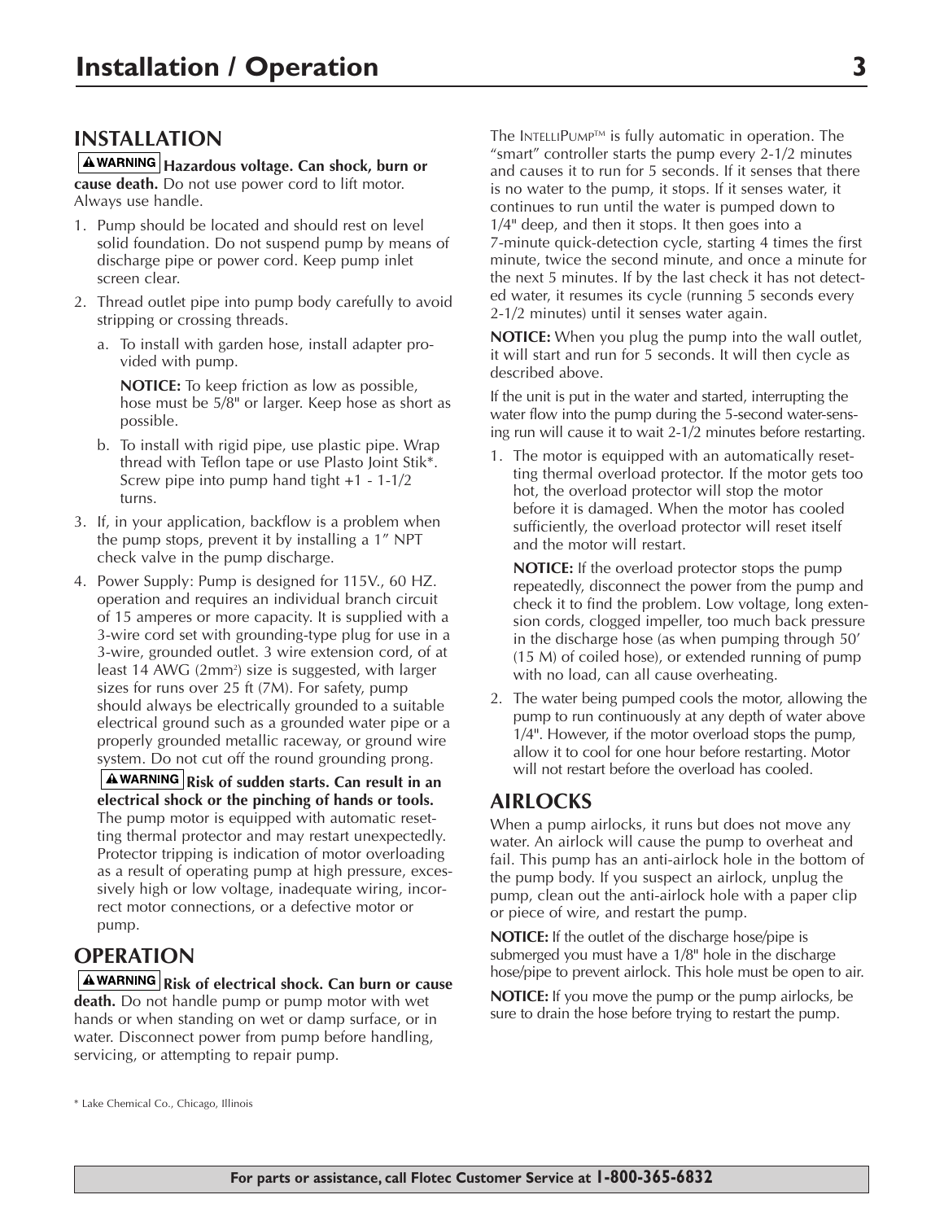# Installation / Operation

## INSTALLATION

**⚠WARNING Hazardous voltage. Can shock, burn or cause death.** Do not use power cord to lift motor. Always use handle.

1. Pump should be located and should rest on level solid foundation. Do not suspend pump by means of discharge pipe or power cord. Keep pump inlet screen clear.
2. Thread outlet pipe into pump body carefully to avoid stripping or crossing threads.
   a. To install with garden hose, install adapter provided with pump.

      **NOTICE:** To keep friction as low as possible, hose must be 5/8" or larger. Keep hose as short as possible.

   b. To install with rigid pipe, use plastic pipe. Wrap thread with Teflon tape or use Plasto Joint Stik*. Screw pipe into pump hand tight +1 - 1-1/2 turns.
3. If, in your application, backflow is a problem when the pump stops, prevent it by installing a 1" NPT check valve in the pump discharge.
4. Power Supply: Pump is designed for 115V., 60 HZ. operation and requires an individual branch circuit of 15 amperes or more capacity. It is supplied with a 3-wire cord set with grounding-type plug for use in a 3-wire, grounded outlet. 3 wire extension cord, of at least 14 AWG (2mm$^2$) size is suggested, with larger sizes for runs over 25 ft (7M). For safety, pump should always be electrically grounded to a suitable electrical ground such as a grounded water pipe or a properly grounded metallic raceway, or ground wire system. Do not cut off the round grounding prong.

   **⚠WARNING Risk of sudden starts. Can result in an electrical shock or the pinching of hands or tools.** The pump motor is equipped with automatic resetting thermal protector and may restart unexpectedly. Protector tripping is indication of motor overloading as a result of operating pump at high pressure, excessively high or low voltage, inadequate wiring, incorrect motor connections, or a defective motor or pump.

## OPERATION

**⚠WARNING Risk of electrical shock. Can burn or cause death.** Do not handle pump or pump motor with wet hands or when standing on wet or damp surface, or in water. Disconnect power from pump before handling, servicing, or attempting to repair pump.

The IntelliPump™ is fully automatic in operation. The "smart" controller starts the pump every 2-1/2 minutes and causes it to run for 5 seconds. If it senses that there is no water to the pump, it stops. If it senses water, it continues to run until the water is pumped down to 1/4" deep, and then it stops. It then goes into a 7-minute quick-detection cycle, starting 4 times the first minute, twice the second minute, and once a minute for the next 5 minutes. If by the last check it has not detected water, it resumes its cycle (running 5 seconds every 2-1/2 minutes) until it senses water again.

**NOTICE:** When you plug the pump into the wall outlet, it will start and run for 5 seconds. It will then cycle as described above.

If the unit is put in the water and started, interrupting the water flow into the pump during the 5-second water-sensing run will cause it to wait 2-1/2 minutes before restarting.

1. The motor is equipped with an automatically resetting thermal overload protector. If the motor gets too hot, the overload protector will stop the motor before it is damaged. When the motor has cooled sufficiently, the overload protector will reset itself and the motor will restart.

   **NOTICE:** If the overload protector stops the pump repeatedly, disconnect the power from the pump and check it to find the problem. Low voltage, long extension cords, clogged impeller, too much back pressure in the discharge hose (as when pumping through 50' (15 M) of coiled hose), or extended running of pump with no load, can all cause overheating.

2. The water being pumped cools the motor, allowing the pump to run continuously at any depth of water above 1/4". However, if the motor overload stops the pump, allow it to cool for one hour before restarting. Motor will not restart before the overload has cooled.

## AIRLOCKS

When a pump airlocks, it runs but does not move any water. An airlock will cause the pump to overheat and fail. This pump has an anti-airlock hole in the bottom of the pump body. If you suspect an airlock, unplug the pump, clean out the anti-airlock hole with a paper clip or piece of wire, and restart the pump.

**NOTICE:** If the outlet of the discharge hose/pipe is submerged you must have a 1/8" hole in the discharge hose/pipe to prevent airlock. This hole must be open to air.

**NOTICE:** If you move the pump or the pump airlocks, be sure to drain the hose before trying to restart the pump.

\* Lake Chemical Co., Chicago, Illinois

**For parts or assistance, call Flotec Customer Service at 1-800-365-6832**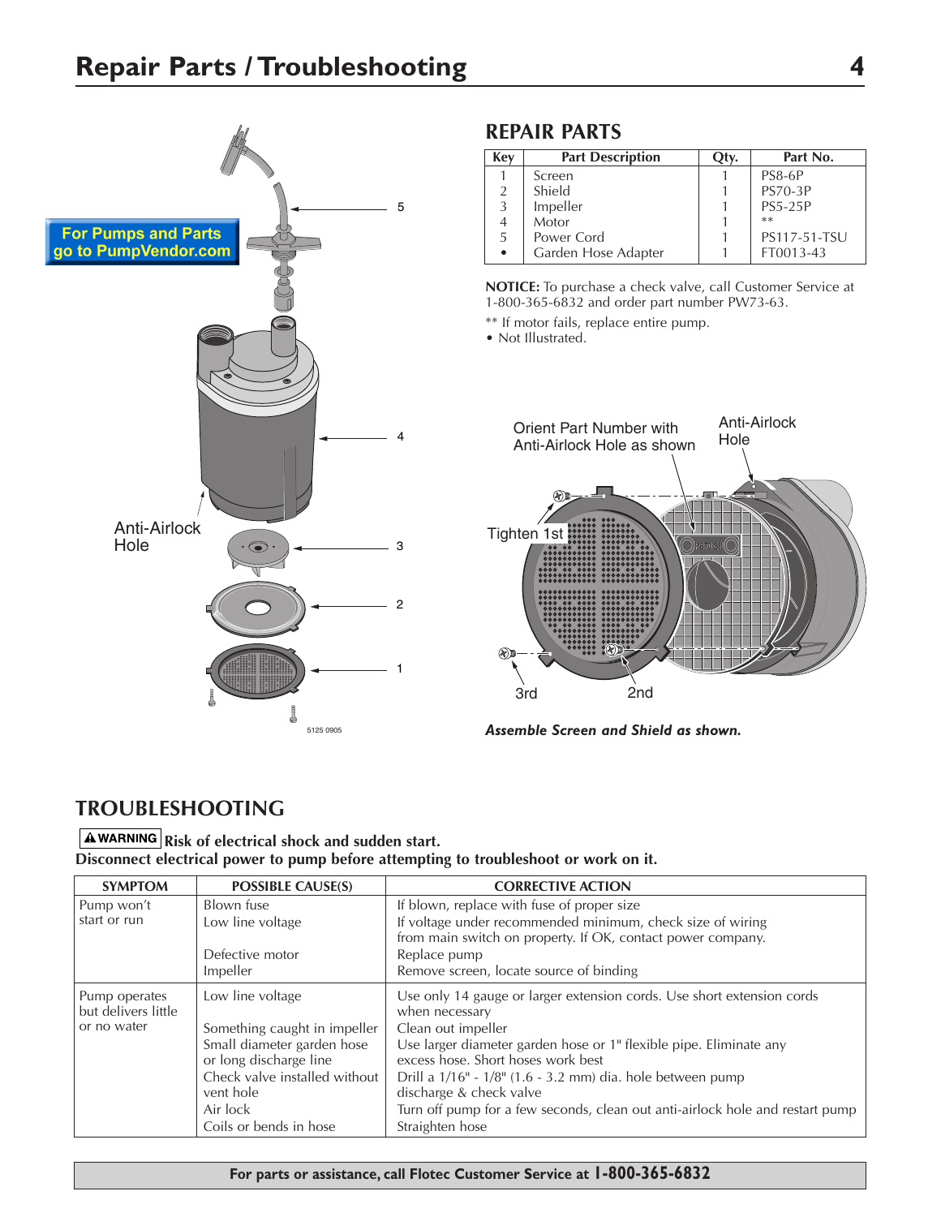# Repair Parts / Troubleshooting

For Pumps and Parts go to PumpVendor.com

## REPAIR PARTS

| Key | Part Description | Qty. | Part No. |
|---|---|---|---|
| 1 | Screen | 1 | PS8-6P |
| 2 | Shield | 1 | PS70-3P |
| 3 | Impeller | 1 | PS5-25P |
| 4 | Motor | 1 | ** |
| 5 | Power Cord | 1 | PS117-51-TSU |
| • | Garden Hose Adapter | 1 | FT0013-43 |

**NOTICE:** To purchase a check valve, call Customer Service at 1-800-365-6832 and order part number PW73-63.

** If motor fails, replace entire pump.

• Not Illustrated.

***Assemble Screen and Shield as shown.***

## TROUBLESHOOTING

**⚠ WARNING Risk of electrical shock and sudden start.**
**Disconnect electrical power to pump before attempting to troubleshoot or work on it.**

| SYMPTOM | POSSIBLE CAUSE(S) | CORRECTIVE ACTION |
|---|---|---|
| Pump won't start or run | Blown fuse | If blown, replace with fuse of proper size |
| | Low line voltage | If voltage under recommended minimum, check size of wiring from main switch on property. If OK, contact power company. |
| | Defective motor | Replace pump |
| | Impeller | Remove screen, locate source of binding |
| Pump operates but delivers little or no water | Low line voltage | Use only 14 gauge or larger extension cords. Use short extension cords when necessary |
| | Something caught in impeller | Clean out impeller |
| | Small diameter garden hose or long discharge line | Use larger diameter garden hose or 1" flexible pipe. Eliminate any excess hose. Short hoses work best |
| | Check valve installed without vent hole | Drill a 1/16" - 1/8" (1.6 - 3.2 mm) dia. hole between pump discharge & check valve |
| | Air lock | Turn off pump for a few seconds, clean out anti-airlock hole and restart pump |
| | Coils or bends in hose | Straighten hose |

**For parts or assistance, call Flotec Customer Service at 1-800-365-6832**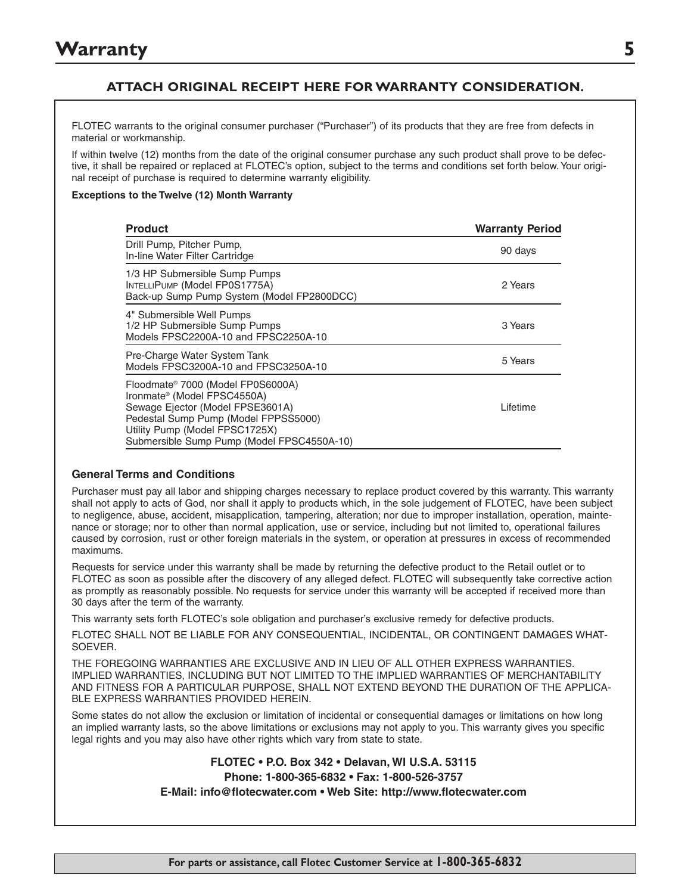# Warranty

### ATTACH ORIGINAL RECEIPT HERE FOR WARRANTY CONSIDERATION.

FLOTEC warrants to the original consumer purchaser ("Purchaser") of its products that they are free from defects in material or workmanship.

If within twelve (12) months from the date of the original consumer purchase any such product shall prove to be defective, it shall be repaired or replaced at FLOTEC's option, subject to the terms and conditions set forth below. Your original receipt of purchase is required to determine warranty eligibility.

**Exceptions to the Twelve (12) Month Warranty**

| Product | Warranty Period |
|---|---|
| Drill Pump, Pitcher Pump, In-line Water Filter Cartridge | 90 days |
| 1/3 HP Submersible Sump Pumps<br>IntelliPump (Model FP0S1775A)<br>Back-up Sump Pump System (Model FP2800DCC) | 2 Years |
| 4" Submersible Well Pumps<br>1/2 HP Submersible Sump Pumps<br>Models FPSC2200A-10 and FPSC2250A-10 | 3 Years |
| Pre-Charge Water System Tank<br>Models FPSC3200A-10 and FPSC3250A-10 | 5 Years |
| Floodmate® 7000 (Model FP0S6000A)<br>Ironmate® (Model FPSC4550A)<br>Sewage Ejector (Model FPSE3601A)<br>Pedestal Sump Pump (Model FPPSS5000)<br>Utility Pump (Model FPSC1725X)<br>Submersible Sump Pump (Model FPSC4550A-10) | Lifetime |

**General Terms and Conditions**

Purchaser must pay all labor and shipping charges necessary to replace product covered by this warranty. This warranty shall not apply to acts of God, nor shall it apply to products which, in the sole judgement of FLOTEC, have been subject to negligence, abuse, accident, misapplication, tampering, alteration; nor due to improper installation, operation, maintenance or storage; nor to other than normal application, use or service, including but not limited to, operational failures caused by corrosion, rust or other foreign materials in the system, or operation at pressures in excess of recommended maximums.

Requests for service under this warranty shall be made by returning the defective product to the Retail outlet or to FLOTEC as soon as possible after the discovery of any alleged defect. FLOTEC will subsequently take corrective action as promptly as reasonably possible. No requests for service under this warranty will be accepted if received more than 30 days after the term of the warranty.

This warranty sets forth FLOTEC's sole obligation and purchaser's exclusive remedy for defective products.

FLOTEC SHALL NOT BE LIABLE FOR ANY CONSEQUENTIAL, INCIDENTAL, OR CONTINGENT DAMAGES WHATSOEVER.

THE FOREGOING WARRANTIES ARE EXCLUSIVE AND IN LIEU OF ALL OTHER EXPRESS WARRANTIES. IMPLIED WARRANTIES, INCLUDING BUT NOT LIMITED TO THE IMPLIED WARRANTIES OF MERCHANTABILITY AND FITNESS FOR A PARTICULAR PURPOSE, SHALL NOT EXTEND BEYOND THE DURATION OF THE APPLICABLE EXPRESS WARRANTIES PROVIDED HEREIN.

Some states do not allow the exclusion or limitation of incidental or consequential damages or limitations on how long an implied warranty lasts, so the above limitations or exclusions may not apply to you. This warranty gives you specific legal rights and you may also have other rights which vary from state to state.

**FLOTEC • P.O. Box 342 • Delavan, WI U.S.A. 53115**
**Phone: 1-800-365-6832 • Fax: 1-800-526-3757**
**E-Mail: info@flotecwater.com • Web Site: http://www.flotecwater.com**

**For parts or assistance, call Flotec Customer Service at 1-800-365-6832**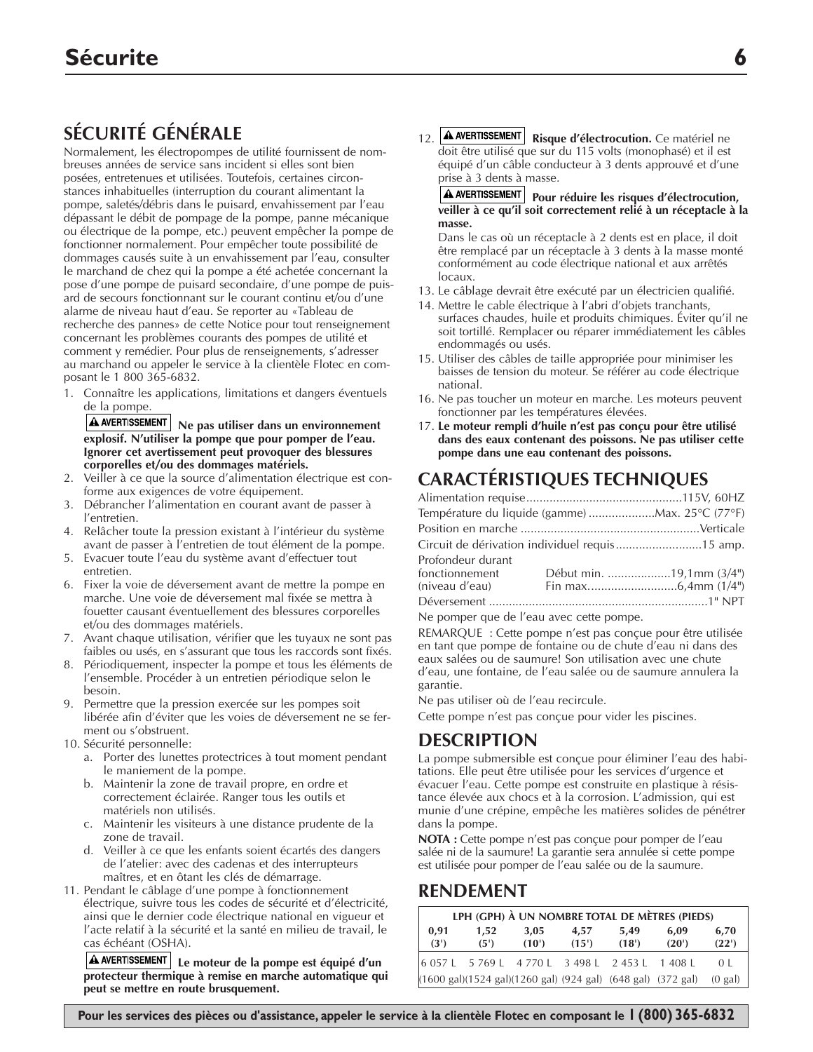## SÉCURITÉ GÉNÉRALE

Normalement, les électropompes de utilité fournissent de nombreuses années de service sans incident si elles sont bien posées, entretenues et utilisées. Toutefois, certaines circonstances inhabituelles (interruption du courant alimentant la pompe, saletés/débris dans le puisard, envahissement par l'eau dépassant le débit de pompage de la pompe, panne mécanique ou électrique de la pompe, etc.) peuvent empêcher la pompe de fonctionner normalement. Pour empêcher toute possibilité de dommages causés suite à un envahissement par l'eau, consulter le marchand de chez qui la pompe a été achetée concernant la pose d'une pompe de puisard secondaire, d'une pompe de puisard de secours fonctionnant sur le courant continu et/ou d'une alarme de niveau haut d'eau. Se reporter au «Tableau de recherche des pannes» de cette Notice pour tout renseignement concernant les problèmes courants des pompes de utilité et comment y remédier. Pour plus de renseignements, s'adresser au marchand ou appeler le service à la clientèle Flotec en composant le 1 800 365-6832.

1. Connaître les applications, limitations et dangers éventuels de la pompe.

   **⚠ AVERTISSEMENT Ne pas utiliser dans un environnement explosif. N'utiliser la pompe que pour pomper de l'eau. Ignorer cet avertissement peut provoquer des blessures corporelles et/ou des dommages matériels.**
2. Veiller à ce que la source d'alimentation électrique est conforme aux exigences de votre équipement.
3. Débrancher l'alimentation en courant avant de passer à l'entretien.
4. Relâcher toute la pression existant à l'intérieur du système avant de passer à l'entretien de tout élément de la pompe.
5. Evacuer toute l'eau du système avant d'effectuer tout entretien.
6. Fixer la voie de déversement avant de mettre la pompe en marche. Une voie de déversement mal fixée se mettra à fouetter causant éventuellement des blessures corporelles et/ou des dommages matériels.
7. Avant chaque utilisation, vérifier que les tuyaux ne sont pas faibles ou usés, en s'assurant que tous les raccords sont fixés.
8. Périodiquement, inspecter la pompe et tous les éléments de l'ensemble. Procéder à un entretien périodique selon le besoin.
9. Permettre que la pression exercée sur les pompes soit libérée afin d'éviter que les voies de déversement ne se ferment ou s'obstruent.
10. Sécurité personnelle:
    a. Porter des lunettes protectrices à tout moment pendant le maniement de la pompe.
    b. Maintenir la zone de travail propre, en ordre et correctement éclairée. Ranger tous les outils et matériels non utilisés.
    c. Maintenir les visiteurs à une distance prudente de la zone de travail.
    d. Veiller à ce que les enfants soient écartés des dangers de l'atelier: avec des cadenas et des interrupteurs maîtres, et en ôtant les clés de démarrage.
11. Pendant le câblage d'une pompe à fonctionnement électrique, suivre tous les codes de sécurité et d'électricité, ainsi que le dernier code électrique national en vigueur et l'acte relatif à la sécurité et la santé en milieu de travail, le cas échéant (OSHA).

    **⚠ AVERTISSEMENT Le moteur de la pompe est équipé d'un protecteur thermique à remise en marche automatique qui peut se mettre en route brusquement.**
12. **⚠ AVERTISSEMENT Risque d'électrocution.** Ce matériel ne doit être utilisé que sur du 115 volts (monophasé) et il est équipé d'un câble conducteur à 3 dents approuvé et d'une prise à 3 dents à masse.

    **⚠ AVERTISSEMENT Pour réduire les risques d'électrocution, veiller à ce qu'il soit correctement relié à un réceptacle à la masse.**

    Dans le cas où un réceptacle à 2 dents est en place, il doit être remplacé par un réceptacle à 3 dents à la masse monté conformément au code électrique national et aux arrêtés locaux.
13. Le câblage devrait être exécuté par un électricien qualifié.
14. Mettre le cable électrique à l'abri d'objets tranchants, surfaces chaudes, huile et produits chimiques. Éviter qu'il ne soit tortillé. Remplacer ou réparer immédiatement les câbles endommagés ou usés.
15. Utiliser des câbles de taille appropriée pour minimiser les baisses de tension du moteur. Se référer au code électrique national.
16. Ne pas toucher un moteur en marche. Les moteurs peuvent fonctionner par les températures élevées.
17. **Le moteur rempli d'huile n'est pas conçu pour être utilisé dans des eaux contenant des poissons. Ne pas utiliser cette pompe dans une eau contenant des poissons.**

## CARACTÉRISTIQUES TECHNIQUES

Alimentation requise ............................................115V, 60HZ
Température du liquide (gamme) ....................Max. 25°C (77°F)
Position en marche ....................................................Verticale
Circuit de dérivation individuel requis ..........................15 amp.
Profondeur durant fonctionnement (niveau d'eau) — Début min. ...................19,1mm (3/4") — Fin max. ..........................6,4mm (1/4")
Déversement .................................................................1" NPT

Ne pomper que de l'eau avec cette pompe.

REMARQUE : Cette pompe n'est pas conçue pour être utilisée en tant que pompe de fontaine ou de chute d'eau ni dans des eaux salées ou de saumure! Son utilisation avec une chute d'eau, une fontaine, de l'eau salée ou de saumure annulera la garantie.

Ne pas utiliser où de l'eau recircule.

Cette pompe n'est pas conçue pour vider les piscines.

## DESCRIPTION

La pompe submersible est conçue pour éliminer l'eau des habitations. Elle peut être utilisée pour les services d'urgence et évacuer l'eau. Cette pompe est construite en plastique à résistance élevée aux chocs et à la corrosion. L'admission, qui est munie d'une crépine, empêche les matières solides de pénétrer dans la pompe.

**NOTA :** Cette pompe n'est pas conçue pour pomper de l'eau salée ni de la saumure! La garantie sera annulée si cette pompe est utilisée pour pomper de l'eau salée ou de la saumure.

## RENDEMENT

| LPH (GPH) À UN NOMBRE TOTAL DE MÈTRES (PIEDS) | | | | | | |
|---|---|---|---|---|---|---|
| **0,91 (3')** | **1,52 (5')** | **3,05 (10')** | **4,57 (15')** | **5,49 (18')** | **6,09 (20')** | **6,70 (22')** |
| 6 057 L | 5 769 L | 4 770 L | 3 498 L | 2 453 L | 1 408 L | 0 L |
| (1600 gal) | (1524 gal) | (1260 gal) | (924 gal) | (648 gal) | (372 gal) | (0 gal) |

**Pour les services des pièces ou d'assistance, appeler le service à la clientèle Flotec en composant le 1 (800) 365-6832**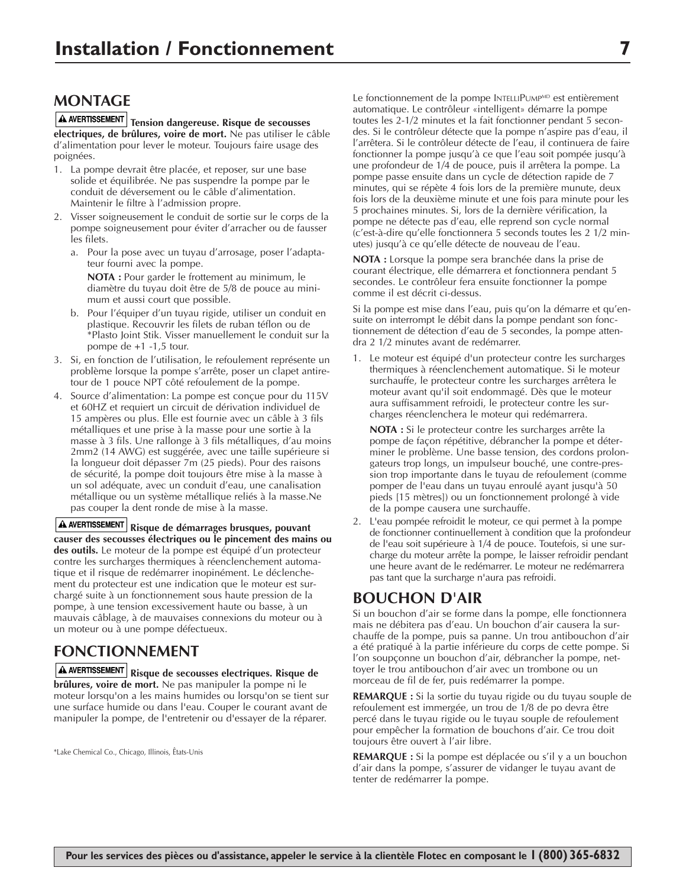# Installation / Fonctionnement

## MONTAGE

**AVERTISSEMENT Tension dangereuse. Risque de secousses electriques, de brûlures, voire de mort.** Ne pas utiliser le câble d'alimentation pour lever le moteur. Toujours faire usage des poignées.

1. La pompe devrait être placée, et reposer, sur une base solide et équilibrée. Ne pas suspendre la pompe par le conduit de déversement ou le câble d'alimentation. Maintenir le filtre à l'admission propre.
2. Visser soigneusement le conduit de sortie sur le corps de la pompe soigneusement pour éviter d'arracher ou de fausser les filets.
   a. Pour la pose avec un tuyau d'arrosage, poser l'adaptateur fourni avec la pompe.

      **NOTA :** Pour garder le frottement au minimum, le diamètre du tuyau doit être de 5/8 de pouce au minimum et aussi court que possible.

   b. Pour l'équiper d'un tuyau rigide, utiliser un conduit en plastique. Recouvrir les filets de ruban téflon ou de *Plasto Joint Stik. Visser manuellement le conduit sur la pompe de +1 -1,5 tour.
3. Si, en fonction de l'utilisation, le refoulement représente un problème lorsque la pompe s'arrête, poser un clapet antiretour de 1 pouce NPT côté refoulement de la pompe.
4. Source d'alimentation: La pompe est conçue pour du 115V et 60HZ et requiert un circuit de dérivation individuel de 15 ampères ou plus. Elle est fournie avec un câble à 3 fils métalliques et une prise à la masse pour une sortie à la masse à 3 fils. Une rallonge à 3 fils métalliques, d'au moins 2mm2 (14 AWG) est suggérée, avec une taille supérieure si la longueur doit dépasser 7m (25 pieds). Pour des raisons de sécurité, la pompe doit toujours être mise à la masse à un sol adéquate, avec un conduit d'eau, une canalisation métallique ou un système métallique reliés à la masse.Ne pas couper la dent ronde de mise à la masse.

**AVERTISSEMENT Risque de démarrages brusques, pouvant causer des secousses électriques ou le pincement des mains ou des outils.** Le moteur de la pompe est équipé d'un protecteur contre les surcharges thermiques à réenclenchement automatique et il risque de redémarrer inopinément. Le déclenchement du protecteur est une indication que le moteur est surchargé suite à un fonctionnement sous haute pression de la pompe, à une tension excessivement haute ou basse, à un mauvais câblage, à de mauvaises connexions du moteur ou à un moteur ou à une pompe défectueux.

## FONCTIONNEMENT

**AVERTISSEMENT Risque de secousses electriques. Risque de brûlures, voire de mort.** Ne pas manipuler la pompe ni le moteur lorsqu'on a les mains humides ou lorsqu'on se tient sur une surface humide ou dans l'eau. Couper le courant avant de manipuler la pompe, de l'entretenir ou d'essayer de la réparer.

*Lake Chemical Co., Chicago, Illinois, États-Unis

Le fonctionnement de la pompe IntelliPump[MD] est entièrement automatique. Le contrôleur «intelligent» démarre la pompe toutes les 2-1/2 minutes et la fait fonctionner pendant 5 secondes. Si le contrôleur détecte que la pompe n'aspire pas d'eau, il l'arrêtera. Si le contrôleur détecte de l'eau, il continuera de faire fonctionner la pompe jusqu'à ce que l'eau soit pompée jusqu'à une profondeur de 1/4 de pouce, puis il arrêtera la pompe. La pompe passe ensuite dans un cycle de détection rapide de 7 minutes, qui se répète 4 fois lors de la première munute, deux fois lors de la deuxième minute et une fois para minute pour les 5 prochaines minutes. Si, lors de la dernière vérification, la pompe ne détecte pas d'eau, elle reprend son cycle normal (c'est-à-dire qu'elle fonctionnera 5 seconds toutes les 2 1/2 minutes) jusqu'à ce qu'elle détecte de nouveau de l'eau.

**NOTA :** Lorsque la pompe sera branchée dans la prise de courant électrique, elle démarrera et fonctionnera pendant 5 secondes. Le contrôleur fera ensuite fonctionner la pompe comme il est décrit ci-dessus.

Si la pompe est mise dans l'eau, puis qu'on la démarre et qu'ensuite on interrompt le débit dans la pompe pendant son fonctionnement de détection d'eau de 5 secondes, la pompe attendra 2 1/2 minutes avant de redémarrer.

1. Le moteur est équipé d'un protecteur contre les surcharges thermiques à réenclenchement automatique. Si le moteur surchauffe, le protecteur contre les surcharges arrêtera le moteur avant qu'il soit endommagé. Dès que le moteur aura suffisamment refroidi, le protecteur contre les surcharges réenclenchera le moteur qui redémarrera.

   **NOTA :** Si le protecteur contre les surcharges arrête la pompe de façon répétitive, débrancher la pompe et déterminer le problème. Une basse tension, des cordons prolongateurs trop longs, un impulseur bouché, une contre-pression trop importante dans le tuyau de refoulement (comme pomper de l'eau dans un tuyau enroulé ayant jusqu'à 50 pieds [15 mètres]) ou un fonctionnement prolongé à vide de la pompe causera une surchauffe.

2. L'eau pompée refroidit le moteur, ce qui permet à la pompe de fonctionner continuellement à condition que la profondeur de l'eau soit supérieure à 1/4 de pouce. Toutefois, si une surcharge du moteur arrête la pompe, le laisser refroidir pendant une heure avant de le redémarrer. Le moteur ne redémarrera pas tant que la surcharge n'aura pas refroidi.

## BOUCHON D'AIR

Si un bouchon d'air se forme dans la pompe, elle fonctionnera mais ne débitera pas d'eau. Un bouchon d'air causera la surchauffe de la pompe, puis sa panne. Un trou antibouchon d'air a été pratiqué à la partie inférieure du corps de cette pompe. Si l'on soupçonne un bouchon d'air, débrancher la pompe, nettoyer le trou antibouchon d'air avec un trombone ou un morceau de fil de fer, puis redémarrer la pompe.

**REMARQUE :** Si la sortie du tuyau rigide ou du tuyau souple de refoulement est immergée, un trou de 1/8 de po devra être percé dans le tuyau rigide ou le tuyau souple de refoulement pour empêcher la formation de bouchons d'air. Ce trou doit toujours être ouvert à l'air libre.

**REMARQUE :** Si la pompe est déplacée ou s'il y a un bouchon d'air dans la pompe, s'assurer de vidanger le tuyau avant de tenter de redémarrer la pompe.

**Pour les services des pièces ou d'assistance, appeler le service à la clientèle Flotec en composant le 1 (800) 365-6832**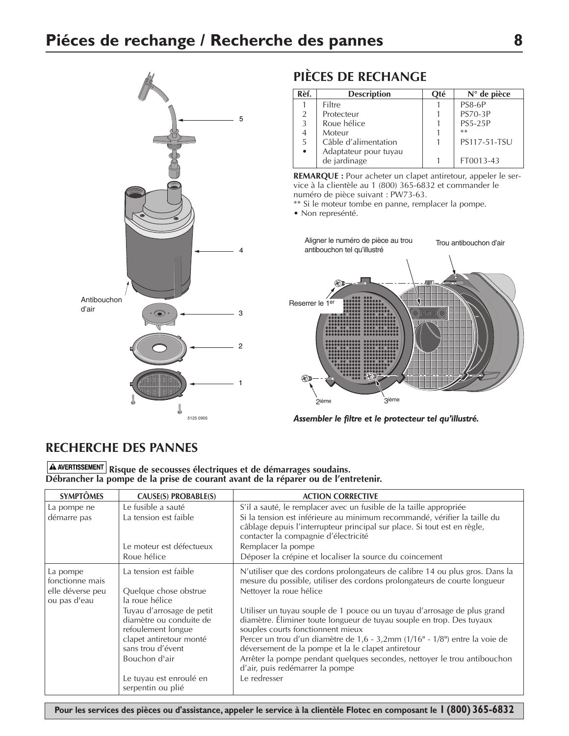# Piéces de rechange / Recherche des pannes

## PIÈCES DE RECHANGE

| Rèf. | Description | Qté | N° de pièce |
|---|---|---|---|
| 1 | Filtre | 1 | PS8-6P |
| 2 | Protecteur | 1 | PS70-3P |
| 3 | Roue hélice | 1 | PS5-25P |
| 4 | Moteur | 1 | ** |
| 5 | Câble d'alimentation | 1 | PS117-51-TSU |
| • | Adaptateur pour tuyau de jardinage | 1 | FT0013-43 |

**REMARQUE :** Pour acheter un clapet antiretour, appeler le service à la clientèle au 1 (800) 365-6832 et commander le numéro de pièce suivant : PW73-63.

** Si le moteur tombe en panne, remplacer la pompe.

• Non represénté.

Antibouchon d'air

Aligner le numéro de pièce au trou antibouchon tel qu'illustré

Trou antibouchon d'air

Reserrer le 1er

2ième

3ième

*Assembler le filtre et le protecteur tel qu'illustré.*

## RECHERCHE DES PANNES

**⚠ AVERTISSEMENT Risque de secousses électriques et de démarrages soudains. Débrancher la pompe de la prise de courant avant de la réparer ou de l'entretenir.**

| SYMPTÔMES | CAUSE(S) PROBABLE(S) | ACTION CORRECTIVE |
|---|---|---|
| La pompe ne démarre pas | Le fusible a sauté | S'il a sauté, le remplacer avec un fusible de la taille appropriée |
| | La tension est faible | Si la tension est inférieure au minimum recommandé, vérifier la taille du câblage depuis l'interrupteur principal sur place. Si tout est en règle, contacter la compagnie d'électricité |
| | Le moteur est défectueux | Remplacer la pompe |
| | Roue hélice | Déposer la crépine et localiser la source du coincement |
| La pompe fonctionne mais elle déverse peu ou pas d'eau | La tension est faible | N'utiliser que des cordons prolongateurs de calibre 14 ou plus gros. Dans la mesure du possible, utiliser des cordons prolongateurs de courte longueur |
| | Quelque chose obstrue la roue hélice | Nettoyer la roue hélice |
| | Tuyau d'arrosage de petit diamètre ou conduite de refoulement longue | Utiliser un tuyau souple de 1 pouce ou un tuyau d'arrosage de plus grand diamètre. Éliminer toute longueur de tuyau souple en trop. Des tuyaux souples courts fonctionnent mieux |
| | clapet antiretour monté sans trou d'évent | Percer un trou d'un diamètre de 1,6 - 3,2mm (1/16" - 1/8") entre la voie de déversement de la pompe et la le clapet antiretour |
| | Bouchon d'air | Arrêter la pompe pendant quelques secondes, nettoyer le trou antibouchon d'air, puis redémarrer la pompe |
| | Le tuyau est enroulé en serpentin ou plié | Le redresser |

**Pour les services des pièces ou d'assistance, appeler le service à la clientèle Flotec en composant le 1 (800) 365-6832**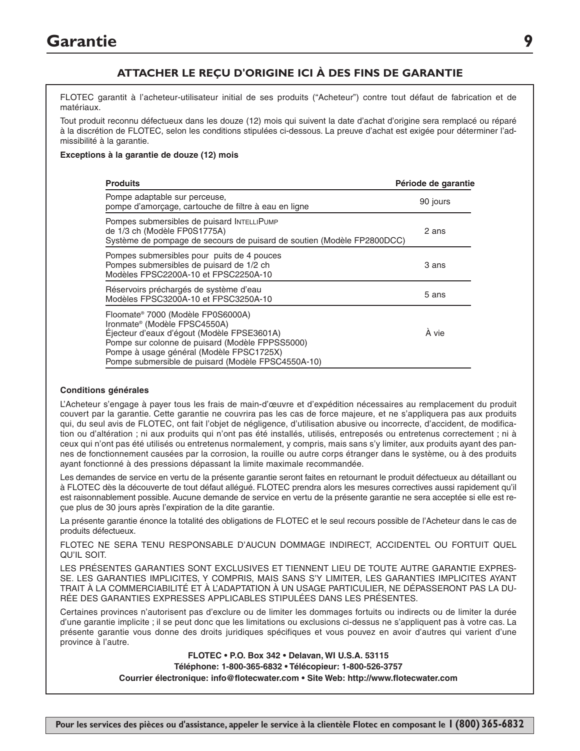# Garantie

### ATTACHER LE REÇU D'ORIGINE ICI À DES FINS DE GARANTIE

FLOTEC garantit à l'acheteur-utilisateur initial de ses produits ("Acheteur") contre tout défaut de fabrication et de matériaux.

Tout produit reconnu défectueux dans les douze (12) mois qui suivent la date d'achat d'origine sera remplacé ou réparé à la discrétion de FLOTEC, selon les conditions stipulées ci-dessous. La preuve d'achat est exigée pour déterminer l'admissibilité à la garantie.

**Exceptions à la garantie de douze (12) mois**

| Produits | Période de garantie |
|---|---|
| Pompe adaptable sur perceuse, pompe d'amorçage, cartouche de filtre à eau en ligne | 90 jours |
| Pompes submersibles de puisard IntelliPump de 1/3 ch (Modèle FP0S1775A) Système de pompage de secours de puisard de soutien (Modèle FP2800DCC) | 2 ans |
| Pompes submersibles pour puits de 4 pouces Pompes submersibles de puisard de 1/2 ch Modèles FPSC2200A-10 et FPSC2250A-10 | 3 ans |
| Réservoirs préchargés de système d'eau Modèles FPSC3200A-10 et FPSC3250A-10 | 5 ans |
| Floomate® 7000 (Modèle FP0S6000A) Ironmate® (Modèle FPSC4550A) Éjecteur d'eaux d'égout (Modèle FPSE3601A) Pompe sur colonne de puisard (Modèle FPPSS5000) Pompe à usage général (Modèle FPSC1725X) Pompe submersible de puisard (Modèle FPSC4550A-10) | À vie |

**Conditions générales**

L'Acheteur s'engage à payer tous les frais de main-d'œuvre et d'expédition nécessaires au remplacement du produit couvert par la garantie. Cette garantie ne couvrira pas les cas de force majeure, et ne s'appliquera pas aux produits qui, du seul avis de FLOTEC, ont fait l'objet de négligence, d'utilisation abusive ou incorrecte, d'accident, de modification ou d'altération ; ni aux produits qui n'ont pas été installés, utilisés, entreposés ou entretenus correctement ; ni à ceux qui n'ont pas été utilisés ou entretenus normalement, y compris, mais sans s'y limiter, aux produits ayant des pannes de fonctionnement causées par la corrosion, la rouille ou autre corps étranger dans le système, ou à des produits ayant fonctionné à des pressions dépassant la limite maximale recommandée.

Les demandes de service en vertu de la présente garantie seront faites en retournant le produit défectueux au détaillant ou à FLOTEC dès la découverte de tout défaut allégué. FLOTEC prendra alors les mesures correctives aussi rapidement qu'il est raisonnablement possible. Aucune demande de service en vertu de la présente garantie ne sera acceptée si elle est reçue plus de 30 jours après l'expiration de la dite garantie.

La présente garantie énonce la totalité des obligations de FLOTEC et le seul recours possible de l'Acheteur dans le cas de produits défectueux.

FLOTEC NE SERA TENU RESPONSABLE D'AUCUN DOMMAGE INDIRECT, ACCIDENTEL OU FORTUIT QUEL QU'IL SOIT.

LES PRÉSENTES GARANTIES SONT EXCLUSIVES ET TIENNENT LIEU DE TOUTE AUTRE GARANTIE EXPRESSE. LES GARANTIES IMPLICITES, Y COMPRIS, MAIS SANS S'Y LIMITER, LES GARANTIES IMPLICITES AYANT TRAIT À LA COMMERCIABILITÉ ET À L'ADAPTATION À UN USAGE PARTICULIER, NE DÉPASSERONT PAS LA DURÉE DES GARANTIES EXPRESSES APPLICABLES STIPULÉES DANS LES PRÉSENTES.

Certaines provinces n'autorisent pas d'exclure ou de limiter les dommages fortuits ou indirects ou de limiter la durée d'une garantie implicite ; il se peut donc que les limitations ou exclusions ci-dessus ne s'appliquent pas à votre cas. La présente garantie vous donne des droits juridiques spécifiques et vous pouvez en avoir d'autres qui varient d'une province à l'autre.

**FLOTEC • P.O. Box 342 • Delavan, WI U.S.A. 53115**
**Téléphone: 1-800-365-6832 • Télécopieur: 1-800-526-3757**
**Courrier électronique: info@flotecwater.com • Site Web: http://www.flotecwater.com**

**Pour les services des pièces ou d'assistance, appeler le service à la clientèle Flotec en composant le 1 (800) 365-6832**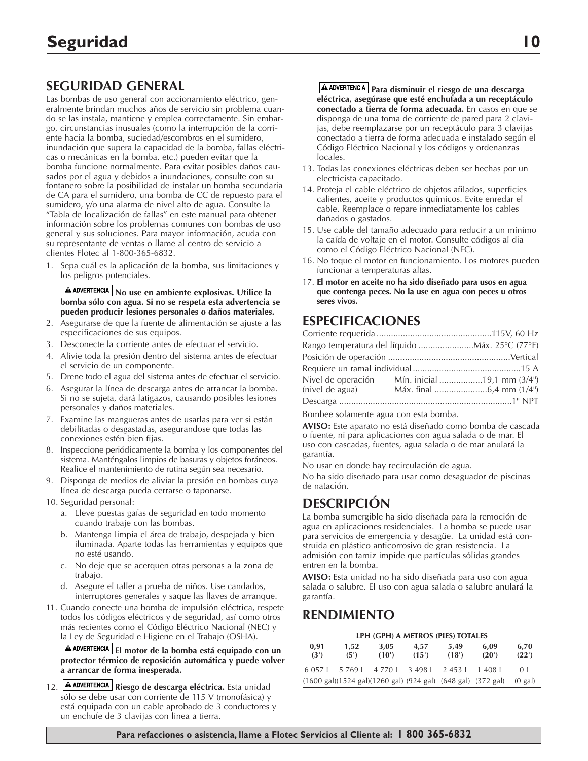# Seguridad

## SEGURIDAD GENERAL

Las bombas de uso general con accionamiento eléctrico, generalmente brindan muchos años de servicio sin problema cuando se las instala, mantiene y emplea correctamente. Sin embargo, circunstancias inusuales (como la interrupción de la corriente hacia la bomba, suciedad/escombros en el sumidero, inundación que supera la capacidad de la bomba, fallas eléctricas o mecánicas en la bomba, etc.) pueden evitar que la bomba funcione normalmente. Para evitar posibles daños causados por el agua y debidos a inundaciones, consulte con su fontanero sobre la posibilidad de instalar un bomba secundaria de CA para el sumidero, una bomba de CC de repuesto para el sumidero, y/o una alarma de nivel alto de agua. Consulte la "Tabla de localización de fallas" en este manual para obtener información sobre los problemas comunes con bombas de uso general y sus soluciones. Para mayor información, acuda con su representante de ventas o llame al centro de servicio a clientes Flotec al 1-800-365-6832.

1. Sepa cuál es la aplicación de la bomba, sus limitaciones y los peligros potenciales.

   **⚠ ADVERTENCIA No use en ambiente explosivas. Utilice la bomba sólo con agua. Si no se respeta esta advertencia se pueden producir lesiones personales o daños materiales.**

2. Asegurarse de que la fuente de alimentación se ajuste a las especificaciones de sus equipos.
3. Desconecte la corriente antes de efectuar el servicio.
4. Alivie toda la presión dentro del sistema antes de efectuar el servicio de un componente.
5. Drene todo el agua del sistema antes de efectuar el servicio.
6. Asegurar la línea de descarga antes de arrancar la bomba. Si no se sujeta, dará latigazos, causando posibles lesiones personales y daños materiales.
7. Examine las mangueras antes de usarlas para ver si están debilitadas o desgastadas, asegurandose que todas las conexiones estén bien fijas.
8. Inspeccione periódicamente la bomba y los componentes del sistema. Manténgalos limpios de basuras y objetos foráneos. Realice el mantenimiento de rutina según sea necesario.
9. Disponga de medios de aliviar la presión en bombas cuya línea de descarga pueda cerrarse o taponarse.
10. Seguridad personal:
    a. Lleve puestas gafas de seguridad en todo momento cuando trabaje con las bombas.
    b. Mantenga limpia el área de trabajo, despejada y bien iluminada. Aparte todas las herramientas y equipos que no esté usando.
    c. No deje que se acerquen otras personas a la zona de trabajo.
    d. Asegure el taller a prueba de niños. Use candados, interruptores generales y saque las llaves de arranque.
11. Cuando conecte una bomba de impulsión eléctrica, respete todos los códigos eléctricos y de seguridad, así como otros más recientes como el Código Eléctrico Nacional (NEC) y la Ley de Seguridad e Higiene en el Trabajo (OSHA).

    **⚠ ADVERTENCIA El motor de la bomba está equipado con un protector térmico de reposición automática y puede volver a arrancar de forma inesperada.**

12. **⚠ ADVERTENCIA Riesgo de descarga eléctrica.** Esta unidad sólo se debe usar con corriente de 115 V (monofásica) y está equipada con un cable aprobado de 3 conductores y un enchufe de 3 clavijas con linea a tierra.

    **⚠ ADVERTENCIA Para disminuir el riesgo de una descarga eléctrica, asegúrase que esté enchufada a un receptáculo conectado a tierra de forma adecuada.** En casos en que se disponga de una toma de corriente de pared para 2 clavijas, debe reemplazarse por un receptáculo para 3 clavijas conectado a tierra de forma adecuada e instalado según el Código Eléctrico Nacional y los códigos y ordenanzas locales.

13. Todas las conexiones eléctricas deben ser hechas por un electricista capacitado.
14. Proteja el cable eléctrico de objetos afilados, superficies calientes, aceite y productos químicos. Evite enredar el cable. Reemplace o repare inmediatamente los cables dañados o gastados.
15. Use cable del tamaño adecuado para reducir a un mínimo la caída de voltaje en el motor. Consulte códigos al dia como el Código Eléctrico Nacional (NEC).
16. No toque el motor en funcionamiento. Los motores pueden funcionar a temperaturas altas.
17. **El motor en aceite no ha sido diseñado para usos en agua que contenga peces. No la use en agua con peces u otros seres vivos.**

## ESPECIFICACIONES

| | |
|---|---|
| Corriente requerida | 115V, 60 Hz |
| Rango temperatura del líquido | Máx. 25°C (77°F) |
| Posición de operación | Vertical |
| Requiere un ramal individual | 15 A |
| Nivel de operación (nivel de agua) | Mín. inicial 19,1 mm (3/4") / Máx. final 6,4 mm (1/4") |
| Descarga | 1" NPT |

Bombee solamente agua con esta bomba.

**AVISO:** Este aparato no está diseñado como bomba de cascada o fuente, ni para aplicaciones con agua salada o de mar. El uso con cascadas, fuentes, agua salada o de mar anulará la garantía.

No usar en donde hay recirculación de agua.

No ha sido diseñado para usar como desaguador de piscinas de natación.

## DESCRIPCIÓN

La bomba sumergible ha sido diseñada para la remoción de agua en aplicaciones residenciales. La bomba se puede usar para servicios de emergencia y desagüe. La unidad está construida en plástico anticorrosivo de gran resistencia. La admisión con tamiz impide que partículas sólidas grandes entren en la bomba.

**AVISO:** Esta unidad no ha sido diseñada para uso con agua salada o salubre. El uso con agua salada o salubre anulará la garantía.

## RENDIMIENTO

| LPH (GPH) A METROS (PIES) TOTALES | | | | | | |
|---|---|---|---|---|---|---|
| **0,91 (3')** | **1,52 (5')** | **3,05 (10')** | **4,57 (15')** | **5,49 (18')** | **6,09 (20')** | **6,70 (22')** |
| 6 057 L | 5 769 L | 4 770 L | 3 498 L | 2 453 L | 1 408 L | 0 L |
| (1600 gal) | (1524 gal) | (1260 gal) | (924 gal) | (648 gal) | (372 gal) | (0 gal) |

**Para refacciones o asistencia, llame a Flotec Servicios al Cliente al: 1 800 365-6832**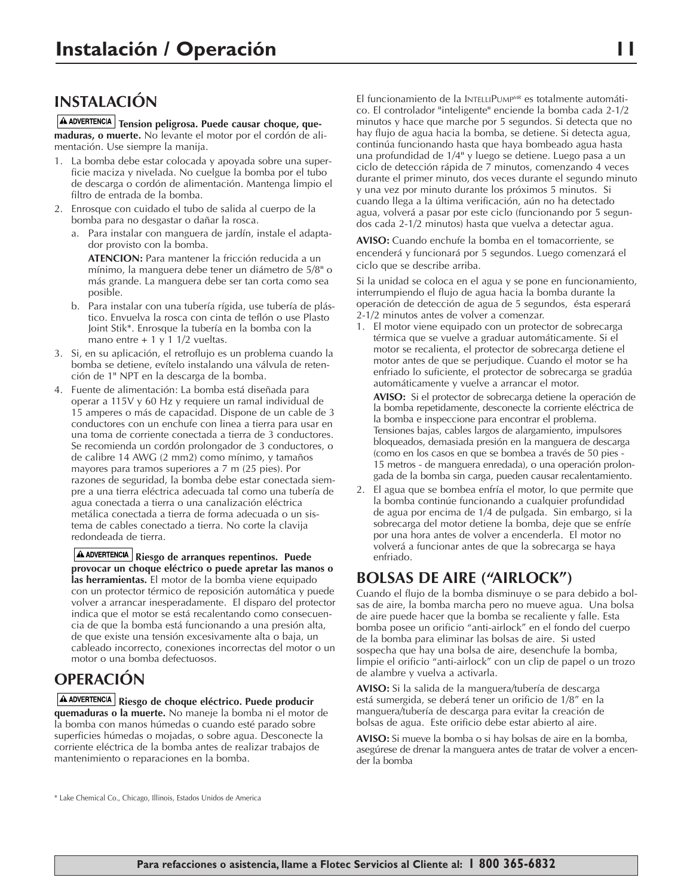# Instalación / Operación

## INSTALACIÓN

**⚠ ADVERTENCIA Tension peligrosa. Puede causar choque, quemaduras, o muerte.** No levante el motor por el cordón de alimentación. Use siempre la manija.

1. La bomba debe estar colocada y apoyada sobre una superficie maciza y nivelada. No cuelgue la bomba por el tubo de descarga o cordón de alimentación. Mantenga limpio el filtro de entrada de la bomba.
2. Enrosque con cuidado el tubo de salida al cuerpo de la bomba para no desgastar o dañar la rosca.
   a. Para instalar con manguera de jardín, instale el adaptador provisto con la bomba.

      **ATENCION:** Para mantener la fricción reducida a un mínimo, la manguera debe tener un diámetro de 5/8" o más grande. La manguera debe ser tan corta como sea posible.

   b. Para instalar con una tubería rígida, use tubería de plástico. Envuelva la rosca con cinta de teflón o use Plasto Joint Stik*. Enrosque la tubería en la bomba con la mano entre + 1 y 1 1/2 vueltas.
3. Si, en su aplicación, el retroflujo es un problema cuando la bomba se detiene, evítelo instalando una válvula de retención de 1" NPT en la descarga de la bomba.
4. Fuente de alimentación: La bomba está diseñada para operar a 115V y 60 Hz y requiere un ramal individual de 15 amperes o más de capacidad. Dispone de un cable de 3 conductores con un enchufe con linea a tierra para usar en una toma de corriente conectada a tierra de 3 conductores. Se recomienda un cordón prolongador de 3 conductores, o de calibre 14 AWG (2 mm2) como mínimo, y tamaños mayores para tramos superiores a 7 m (25 pies). Por razones de seguridad, la bomba debe estar conectada siempre a una tierra eléctrica adecuada tal como una tubería de agua conectada a tierra o una canalización eléctrica metálica conectada a tierra de forma adecuada o un sistema de cables conectado a tierra. No corte la clavija redondeada de tierra.

   **⚠ ADVERTENCIA Riesgo de arranques repentinos. Puede provocar un choque eléctrico o puede apretar las manos o las herramientas.** El motor de la bomba viene equipado con un protector térmico de reposición automática y puede volver a arrancar inesperadamente. El disparo del protector indica que el motor se está recalentando como consecuencia de que la bomba está funcionando a una presión alta, de que existe una tensión excesivamente alta o baja, un cableado incorrecto, conexiones incorrectas del motor o un motor o una bomba defectuosos.

## OPERACIÓN

**⚠ ADVERTENCIA Riesgo de choque eléctrico. Puede producir quemaduras o la muerte.** No maneje la bomba ni el motor de la bomba con manos húmedas o cuando esté parado sobre superficies húmedas o mojadas, o sobre agua. Desconecte la corriente eléctrica de la bomba antes de realizar trabajos de mantenimiento o reparaciones en la bomba.

El funcionamiento de la IntelliPump[MR] es totalmente automático. El controlador "inteligente" enciende la bomba cada 2-1/2 minutos y hace que marche por 5 segundos. Si detecta que no hay flujo de agua hacia la bomba, se detiene. Si detecta agua, continúa funcionando hasta que haya bombeado agua hasta una profundidad de 1/4" y luego se detiene. Luego pasa a un ciclo de detección rápida de 7 minutos, comenzando 4 veces durante el primer minuto, dos veces durante el segundo minuto y una vez por minuto durante los próximos 5 minutos. Si cuando llega a la última verificación, aún no ha detectado agua, volverá a pasar por este ciclo (funcionando por 5 segundos cada 2-1/2 minutos) hasta que vuelva a detectar agua.

**AVISO:** Cuando enchufe la bomba en el tomacorriente, se encenderá y funcionará por 5 segundos. Luego comenzará el ciclo que se describe arriba.

Si la unidad se coloca en el agua y se pone en funcionamiento, interrumpiendo el flujo de agua hacia la bomba durante la operación de detección de agua de 5 segundos, ésta esperará 2-1/2 minutos antes de volver a comenzar.

1. El motor viene equipado con un protector de sobrecarga térmica que se vuelve a graduar automáticamente. Si el motor se recalienta, el protector de sobrecarga detiene el motor antes de que se perjudique. Cuando el motor se ha enfriado lo suficiente, el protector de sobrecarga se gradúa automáticamente y vuelve a arrancar el motor.

   **AVISO:** Si el protector de sobrecarga detiene la operación de la bomba repetidamente, desconecte la corriente eléctrica de la bomba e inspeccione para encontrar el problema. Tensiones bajas, cables largos de alargamiento, impulsores bloqueados, demasiada presión en la manguera de descarga (como en los casos en que se bombea a través de 50 pies - 15 metros - de manguera enredada), o una operación prolongada de la bomba sin carga, pueden causar recalentamiento.
2. El agua que se bombea enfría el motor, lo que permite que la bomba continúe funcionando a cualquier profundidad de agua por encima de 1/4 de pulgada. Sin embargo, si la sobrecarga del motor detiene la bomba, deje que se enfríe por una hora antes de volver a encenderla. El motor no volverá a funcionar antes de que la sobrecarga se haya enfriado.

## BOLSAS DE AIRE ("AIRLOCK")

Cuando el flujo de la bomba disminuye o se para debido a bolsas de aire, la bomba marcha pero no mueve agua. Una bolsa de aire puede hacer que la bomba se recaliente y falle. Esta bomba posee un orificio "anti-airlock" en el fondo del cuerpo de la bomba para eliminar las bolsas de aire. Si usted sospecha que hay una bolsa de aire, desenchufe la bomba, limpie el orificio "anti-airlock" con un clip de papel o un trozo de alambre y vuelva a activarla.

**AVISO:** Si la salida de la manguera/tubería de descarga está sumergida, se deberá tener un orificio de 1/8" en la manguera/tubería de descarga para evitar la creación de bolsas de agua. Este orificio debe estar abierto al aire.

**AVISO:** Si mueve la bomba o si hay bolsas de aire en la bomba, asegúrese de drenar la manguera antes de tratar de volver a encender la bomba

\* Lake Chemical Co., Chicago, Illinois, Estados Unidos de America

**Para refacciones o asistencia, llame a Flotec Servicios al Cliente al: 1 800 365-6832**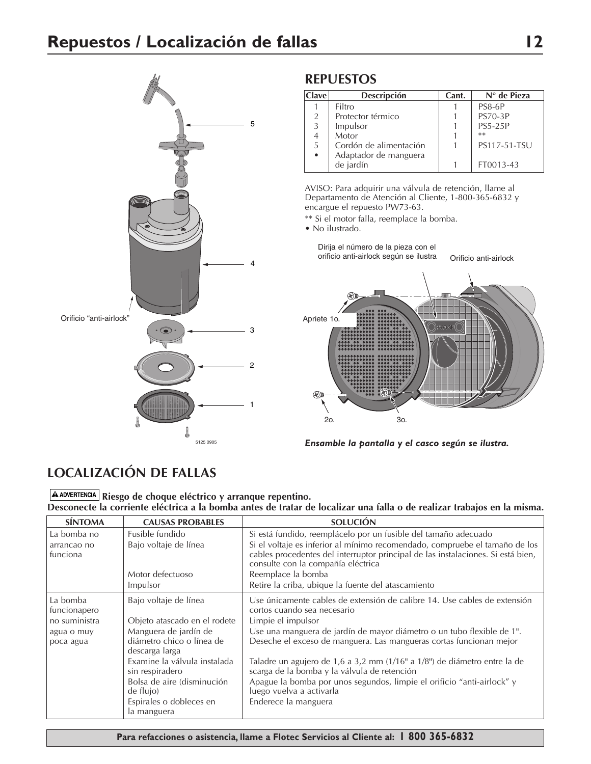# Repuestos / Localización de fallas

## REPUESTOS

| Clave | Descripción | Cant. | N° de Pieza |
|---|---|---|---|
| 1 | Filtro | 1 | PS8-6P |
| 2 | Protector térmico | 1 | PS70-3P |
| 3 | Impulsor | 1 | PS5-25P |
| 4 | Motor | 1 | ** |
| 5 | Cordón de alimentación | 1 | PS117-51-TSU |
| • | Adaptador de manguera de jardín | 1 | FT0013-43 |

AVISO: Para adquirir una válvula de retención, llame al Departamento de Atención al Cliente, 1-800-365-6832 y encargue el repuesto PW73-63.

** Si el motor falla, reemplace la bomba.

• No ilustrado.

Orificio "anti-airlock"

5125 0905

Dirija el número de la pieza con el orificio anti-airlock según se ilustra

Orificio anti-airlock

Apriete 1o.

2o.

3o.

*Ensamble la pantalla y el casco según se ilustra.*

## LOCALIZACIÓN DE FALLAS

**⚠ ADVERTENCIA Riesgo de choque eléctrico y arranque repentino.**
**Desconecte la corriente eléctrica a la bomba antes de tratar de localizar una falla o de realizar trabajos en la misma.**

| SÍNTOMA | CAUSAS PROBABLES | SOLUCIÓN |
|---|---|---|
| La bomba no arrancao no funciona | Fusible fundido | Si está fundido, reemplácelo por un fusible del tamaño adecuado |
| | Bajo voltaje de línea | Si el voltaje es inferior al mínimo recomendado, compruebe el tamaño de los cables procedentes del interruptor principal de las instalaciones. Si está bien, consulte con la compañía eléctrica |
| | Motor defectuoso | Reemplace la bomba |
| | Impulsor | Retire la criba, ubique la fuente del atascamiento |
| La bomba funcionapero no suministra agua o muy poca agua | Bajo voltaje de línea | Use únicamente cables de extensión de calibre 14. Use cables de extensión cortos cuando sea necesario |
| | Objeto atascado en el rodete | Limpie el impulsor |
| | Manguera de jardín de diámetro chico o línea de descarga larga | Use una manguera de jardín de mayor diámetro o un tubo flexible de 1". Deseche el exceso de manguera. Las mangueras cortas funcionan mejor |
| | Examine la válvula instalada sin respiradero | Taladre un agujero de 1,6 a 3,2 mm (1/16" a 1/8") de diámetro entre la de scarga de la bomba y la válvula de retención |
| | Bolsa de aire (disminución de flujo) | Apague la bomba por unos segundos, limpie el orificio "anti-airlock" y luego vuelva a activarla |
| | Espirales o dobleces en la manguera | Enderece la manguera |

**Para refacciones o asistencia, llame a Flotec Servicios al Cliente al: 1 800 365-6832**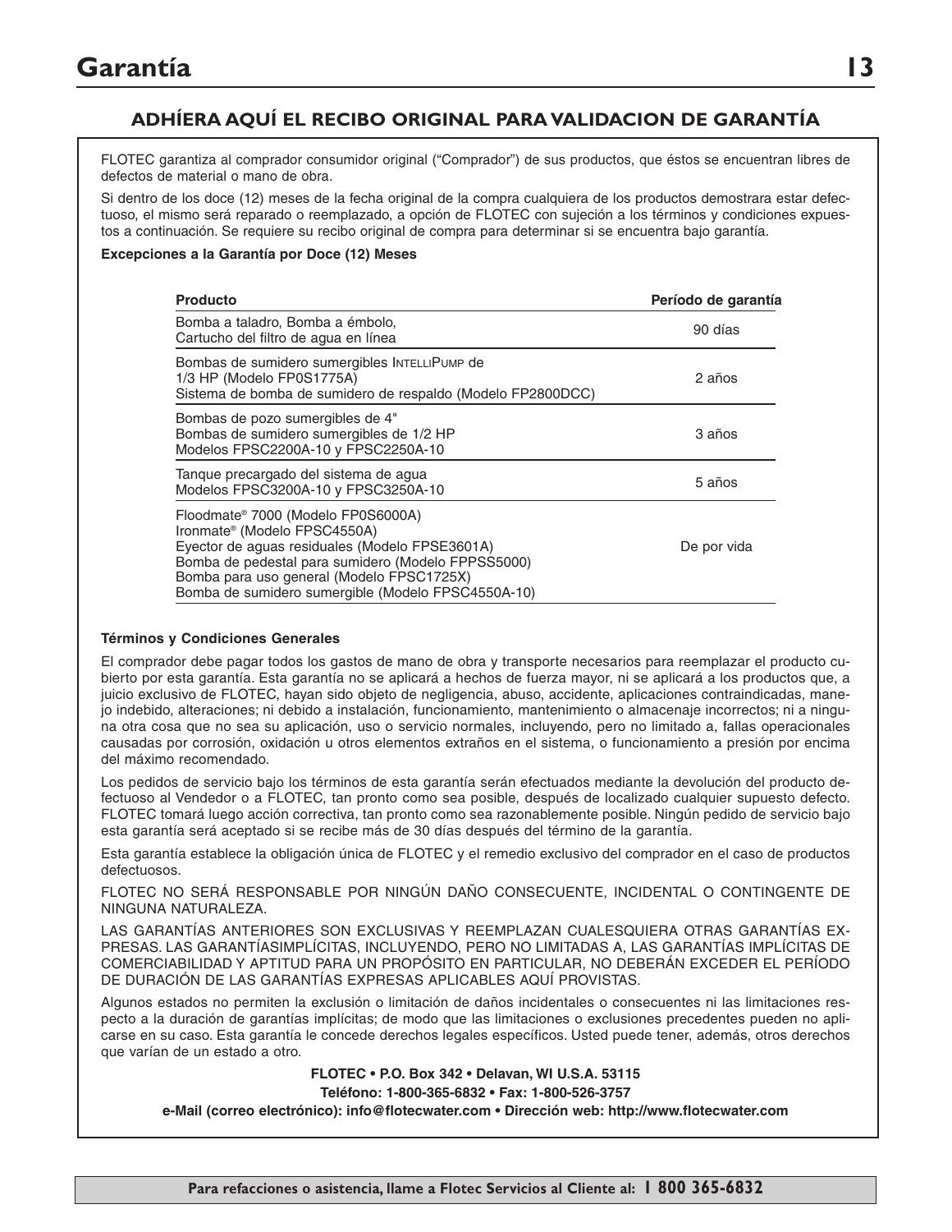# Garantía

## ADHÍERA AQUÍ EL RECIBO ORIGINAL PARA VALIDACION DE GARANTÍA

FLOTEC garantiza al comprador consumidor original ("Comprador") de sus productos, que éstos se encuentran libres de defectos de material o mano de obra.

Si dentro de los doce (12) meses de la fecha original de la compra cualquiera de los productos demostrara estar defectuoso, el mismo será reparado o reemplazado, a opción de FLOTEC con sujeción a los términos y condiciones expuestos a continuación. Se requiere su recibo original de compra para determinar si se encuentra bajo garantía.

**Excepciones a la Garantía por Doce (12) Meses**

| Producto | Período de garantía |
|---|---|
| Bomba a taladro, Bomba a émbolo, Cartucho del filtro de agua en línea | 90 días |
| Bombas de sumidero sumergibles IntelliPump de 1/3 HP (Modelo FP0S1775A) Sistema de bomba de sumidero de respaldo (Modelo FP2800DCC) | 2 años |
| Bombas de pozo sumergibles de 4" Bombas de sumidero sumergibles de 1/2 HP Modelos FPSC2200A-10 y FPSC2250A-10 | 3 años |
| Tanque precargado del sistema de agua Modelos FPSC3200A-10 y FPSC3250A-10 | 5 años |
| Floodmate® 7000 (Modelo FP0S6000A) Ironmate® (Modelo FPSC4550A) Eyector de aguas residuales (Modelo FPSE3601A) Bomba de pedestal para sumidero (Modelo FPPSS5000) Bomba para uso general (Modelo FPSC1725X) Bomba de sumidero sumergible (Modelo FPSC4550A-10) | De por vida |

**Términos y Condiciones Generales**

El comprador debe pagar todos los gastos de mano de obra y transporte necesarios para reemplazar el producto cubierto por esta garantía. Esta garantía no se aplicará a hechos de fuerza mayor, ni se aplicará a los productos que, a juicio exclusivo de FLOTEC, hayan sido objeto de negligencia, abuso, accidente, aplicaciones contraindicadas, manejo indebido, alteraciones; ni debido a instalación, funcionamiento, mantenimiento o almacenaje incorrectos; ni a ninguna otra cosa que no sea su aplicación, uso o servicio normales, incluyendo, pero no limitado a, fallas operacionales causadas por corrosión, oxidación u otros elementos extraños en el sistema, o funcionamiento a presión por encima del máximo recomendado.

Los pedidos de servicio bajo los términos de esta garantía serán efectuados mediante la devolución del producto defectuoso al Vendedor o a FLOTEC, tan pronto como sea posible, después de localizado cualquier supuesto defecto. FLOTEC tomará luego acción correctiva, tan pronto como sea razonablemente posible. Ningún pedido de servicio bajo esta garantía será aceptado si se recibe más de 30 días después del término de la garantía.

Esta garantía establece la obligación única de FLOTEC y el remedio exclusivo del comprador en el caso de productos defectuosos.

FLOTEC NO SERÁ RESPONSABLE POR NINGÚN DAÑO CONSECUENTE, INCIDENTAL O CONTINGENTE DE NINGUNA NATURALEZA.

LAS GARANTÍAS ANTERIORES SON EXCLUSIVAS Y REEMPLAZAN CUALESQUIERA OTRAS GARANTÍAS EXPRESAS. LAS GARANTÍASIMPLÍCITAS, INCLUYENDO, PERO NO LIMITADAS A, LAS GARANTÍAS IMPLÍCITAS DE COMERCIABILIDAD Y APTITUD PARA UN PROPÓSITO EN PARTICULAR, NO DEBERÁN EXCEDER EL PERÍODO DE DURACIÓN DE LAS GARANTÍAS EXPRESAS APLICABLES AQUÍ PROVISTAS.

Algunos estados no permiten la exclusión o limitación de daños incidentales o consecuentes ni las limitaciones respecto a la duración de garantías implícitas; de modo que las limitaciones o exclusiones precedentes pueden no aplicarse en su caso. Esta garantía le concede derechos legales específicos. Usted puede tener, además, otros derechos que varían de un estado a otro.

**FLOTEC • P.O. Box 342 • Delavan, WI U.S.A. 53115**

**Teléfono: 1-800-365-6832 • Fax: 1-800-526-3757**

**e-Mail (correo electrónico): info@flotecwater.com • Dirección web: http://www.flotecwater.com**

**Para refacciones o asistencia, llame a Flotec Servicios al Cliente al: 1 800 365-6832**